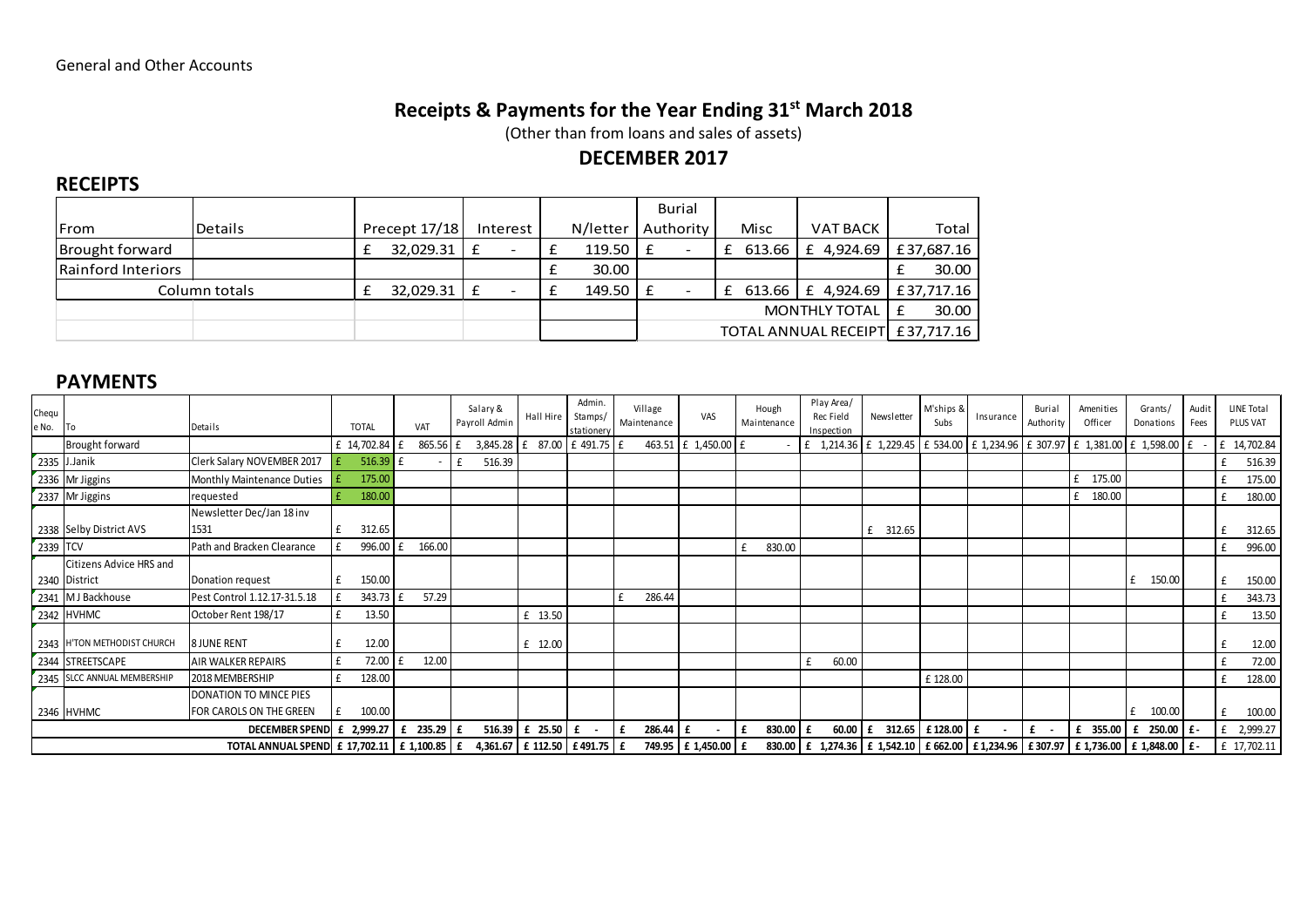General and Other Accounts

# Receipts & Payments for the Year Ending 31st March 2018

(Other than from loans and sales of assets)

## DECEMBER 2017

## RECEIPTS

| From | Details | Precept 17/18 | Interest | N/letter | Burial Authority | Misc | VAT BACK | Total |
|---|---|---|---|---|---|---|---|---|
| Brought forward | | £ 32,029.31 | £ - | £ 119.50 | £ - | £ 613.66 | £ 4,924.69 | £37,687.16 |
| Rainford Interiors | | | | £ 30.00 | | | | £ 30.00 |
| Column totals | | £ 32,029.31 | £ - | £ 149.50 | £ - | £ 613.66 | £ 4,924.69 | £37,717.16 |
| | | | | | MONTHLY TOTAL | | | £ 30.00 |
| | | | | | TOTAL ANNUAL RECEIPT | | | £37,717.16 |

## PAYMENTS

| Cheque No. | To | Details | TOTAL | VAT | Salary & Payroll Admin | Hall Hire | Admin. Stamps/ stationery | Village Maintenance | VAS | Hough Maintenance | Play Area/ Rec Field Inspection | Newsletter | M'ships & Subs | Insurance | Burial Authority | Amenities Officer | Grants/ Donations | Audit Fees | LINE Total PLUS VAT |
|---|---|---|---|---|---|---|---|---|---|---|---|---|---|---|---|---|---|---|---|
| | Brought forward | | £ 14,702.84 | £ 865.56 | £ 3,845.28 | £ 87.00 | £ 491.75 | £ 463.51 | £ 1,450.00 | £ - | £ 1,214.36 | £ 1,229.45 | £ 534.00 | £ 1,234.96 | £ 307.97 | £ 1,381.00 | £ 1,598.00 | £ - | £ 14,702.84 |
| 2335 | J.Janik | Clerk Salary NOVEMBER 2017 | £ 516.39 | £ - | £ 516.39 | | | | | | | | | | | | | | £ 516.39 |
| 2336 | Mr Jiggins | Monthly Maintenance Duties | £ 175.00 | | | | | | | | | | | | | £ 175.00 | | | £ 175.00 |
| 2337 | Mr Jiggins | requested | £ 180.00 | | | | | | | | | | | | | £ 180.00 | | | £ 180.00 |
| 2338 | Selby District AVS | Newsletter Dec/Jan 18 inv 1531 | £ 312.65 | | | | | | | | | £ 312.65 | | | | | | | £ 312.65 |
| 2339 | TCV | Path and Bracken Clearance | £ 996.00 | £ 166.00 | | | | | | £ 830.00 | | | | | | | | | £ 996.00 |
| 2340 | Citizens Advice HRS and District | Donation request | £ 150.00 | | | | | | | | | | | | | | £ 150.00 | | £ 150.00 |
| 2341 | M J Backhouse | Pest Control 1.12.17-31.5.18 | £ 343.73 | £ 57.29 | | | | £ 286.44 | | | | | | | | | | | £ 343.73 |
| 2342 | HVHMC | October Rent 198/17 | £ 13.50 | | | £ 13.50 | | | | | | | | | | | | | £ 13.50 |
| 2343 | H'TON METHODIST CHURCH | 8 JUNE RENT | £ 12.00 | | | £ 12.00 | | | | | | | | | | | | | £ 12.00 |
| 2344 | STREETSCAPE | AIR WALKER REPAIRS | £ 72.00 | £ 12.00 | | | | | | | £ 60.00 | | | | | | | | £ 72.00 |
| 2345 | SLCC ANNUAL MEMBERSHIP | 2018 MEMBERSHIP | £ 128.00 | | | | | | | | | | £ 128.00 | | | | | | £ 128.00 |
| 2346 | HVHMC | DONATION TO MINCE PIES FOR CAROLS ON THE GREEN | £ 100.00 | | | | | | | | | | | | | | £ 100.00 | | £ 100.00 |
| | | **DECEMBER SPEND** | **£ 2,999.27** | **£ 235.29** | **£ 516.39** | **£ 25.50** | **£ -** | **£ 286.44** | **£ -** | **£ 830.00** | **£ 60.00** | **£ 312.65** | **£ 128.00** | **£ -** | **£ -** | **£ 355.00** | **£ 250.00** | **£ -** | £ 2,999.27 |
| | | **TOTAL ANNUAL SPEND** | **£ 17,702.11** | **£ 1,100.85** | **£ 4,361.67** | **£ 112.50** | **£ 491.75** | **£ 749.95** | **£ 1,450.00** | **£ 830.00** | **£ 1,274.36** | **£ 1,542.10** | **£ 662.00** | **£ 1,234.96** | **£ 307.97** | **£ 1,736.00** | **£ 1,848.00** | **£ -** | £ 17,702.11 |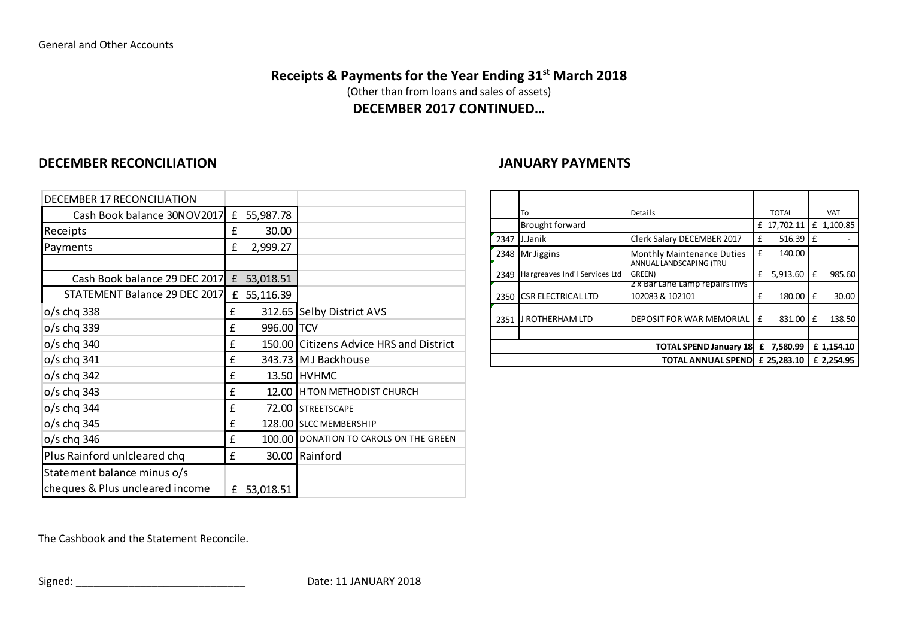General and Other Accounts

# Receipts & Payments for the Year Ending 31st March 2018

(Other than from loans and sales of assets)

**DECEMBER 2017 CONTINUED…**

## DECEMBER RECONCILIATION

| DECEMBER 17 RECONCILIATION | | |
|---|---|---|
| Cash Book balance 30NOV2017 | £ 55,987.78 | |
| Receipts | £ 30.00 | |
| Payments | £ 2,999.27 | |
| | | |
| Cash Book balance 29 DEC 2017 | £ 53,018.51 | |
| STATEMENT Balance 29 DEC 2017 | £ 55,116.39 | |
| o/s chq 338 | £ 312.65 | Selby District AVS |
| o/s chq 339 | £ 996.00 | TCV |
| o/s chq 340 | £ 150.00 | Citizens Advice HRS and District |
| o/s chq 341 | £ 343.73 | M J Backhouse |
| o/s chq 342 | £ 13.50 | HVHMC |
| o/s chq 343 | £ 12.00 | H'TON METHODIST CHURCH |
| o/s chq 344 | £ 72.00 | STREETSCAPE |
| o/s chq 345 | £ 128.00 | SLCC MEMBERSHIP |
| o/s chq 346 | £ 100.00 | DONATION TO CAROLS ON THE GREEN |
| Plus Rainford unlcleared chq | £ 30.00 | Rainford |
| Statement balance minus o/s cheques & Plus uncleared income | £ 53,018.51 | |

## JANUARY PAYMENTS

| | To | Details | TOTAL | VAT |
|---|---|---|---|---|
| | Brought forward | | £ 17,702.11 | £ 1,100.85 |
| 2347 | J.Janik | Clerk Salary DECEMBER 2017 | £ 516.39 | £ - |
| 2348 | Mr Jiggins | Monthly Maintenance Duties | £ 140.00 | |
| 2349 | Hargreaves Ind'l Services Ltd | ANNUAL LANDSCAPING (TRU GREEN) | £ 5,913.60 | £ 985.60 |
| 2350 | CSR ELECTRICAL LTD | 2 x Bar Lane Lamp repairs invs 102083 & 102101 | £ 180.00 | £ 30.00 |
| 2351 | J ROTHERHAM LTD | DEPOSIT FOR WAR MEMORIAL | £ 831.00 | £ 138.50 |
| | | | | |
| | | **TOTAL SPEND January 18** | **£ 7,580.99** | **£ 1,154.10** |
| | | **TOTAL ANNUAL SPEND** | **£ 25,283.10** | **£ 2,254.95** |

The Cashbook and the Statement Reconcile.

Signed: ______________________________ Date: 11 JANUARY 2018